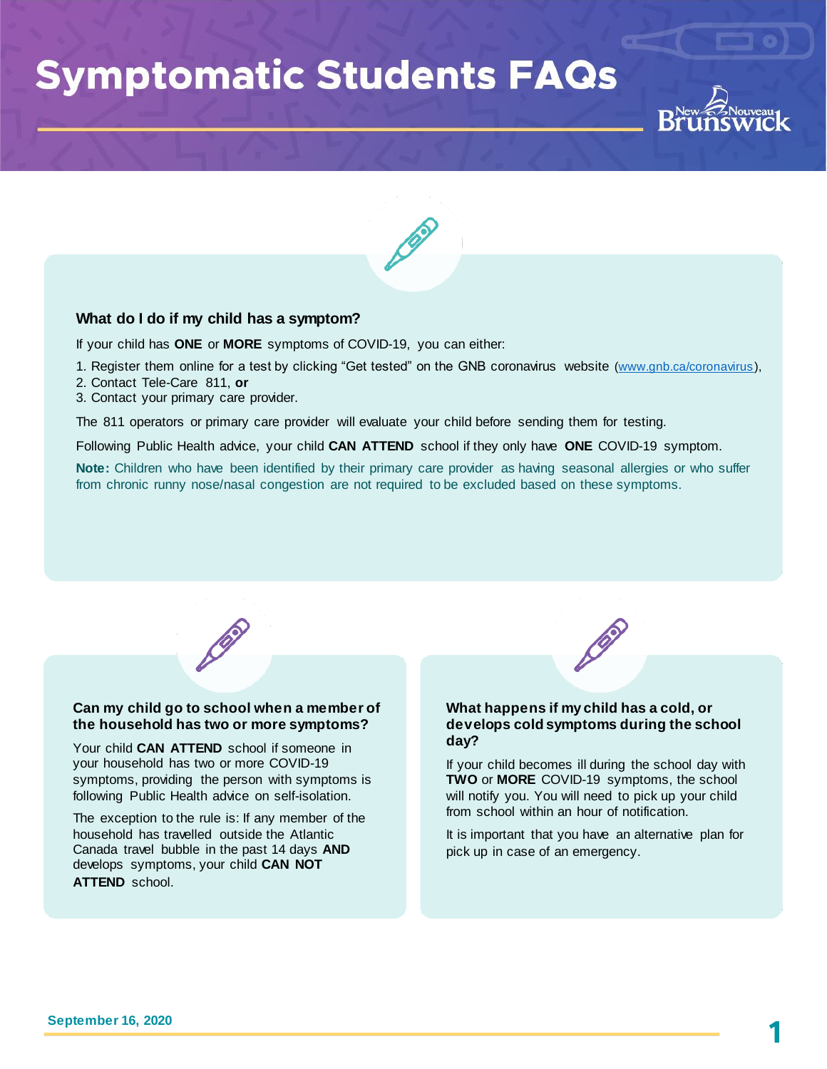# Symptomatic Students FAQs

## What do I do if my child has a symptom?

If your child has **ONE** or **MORE** symptoms of COVID-19, you can either:

1. Register them online for a test by clicking "Get tested" on the GNB coronavirus website (www.gnb.ca/coronavirus),
2. Contact Tele-Care 811, **or**
3. Contact your primary care provider.

The 811 operators or primary care provider will evaluate your child before sending them for testing.

Following Public Health advice, your child **CAN ATTEND** school if they only have **ONE** COVID-19 symptom.

**Note:** Children who have been identified by their primary care provider as having seasonal allergies or who suffer from chronic runny nose/nasal congestion are not required to be excluded based on these symptoms.

## Can my child go to school when a member of the household has two or more symptoms?

Your child **CAN ATTEND** school if someone in your household has two or more COVID-19 symptoms, providing the person with symptoms is following Public Health advice on self-isolation.

The exception to the rule is: If any member of the household has travelled outside the Atlantic Canada travel bubble in the past 14 days **AND** develops symptoms, your child **CAN NOT ATTEND** school.

## What happens if my child has a cold, or develops cold symptoms during the school day?

If your child becomes ill during the school day with **TWO** or **MORE** COVID-19 symptoms, the school will notify you. You will need to pick up your child from school within an hour of notification.

It is important that you have an alternative plan for pick up in case of an emergency.

September 16, 2020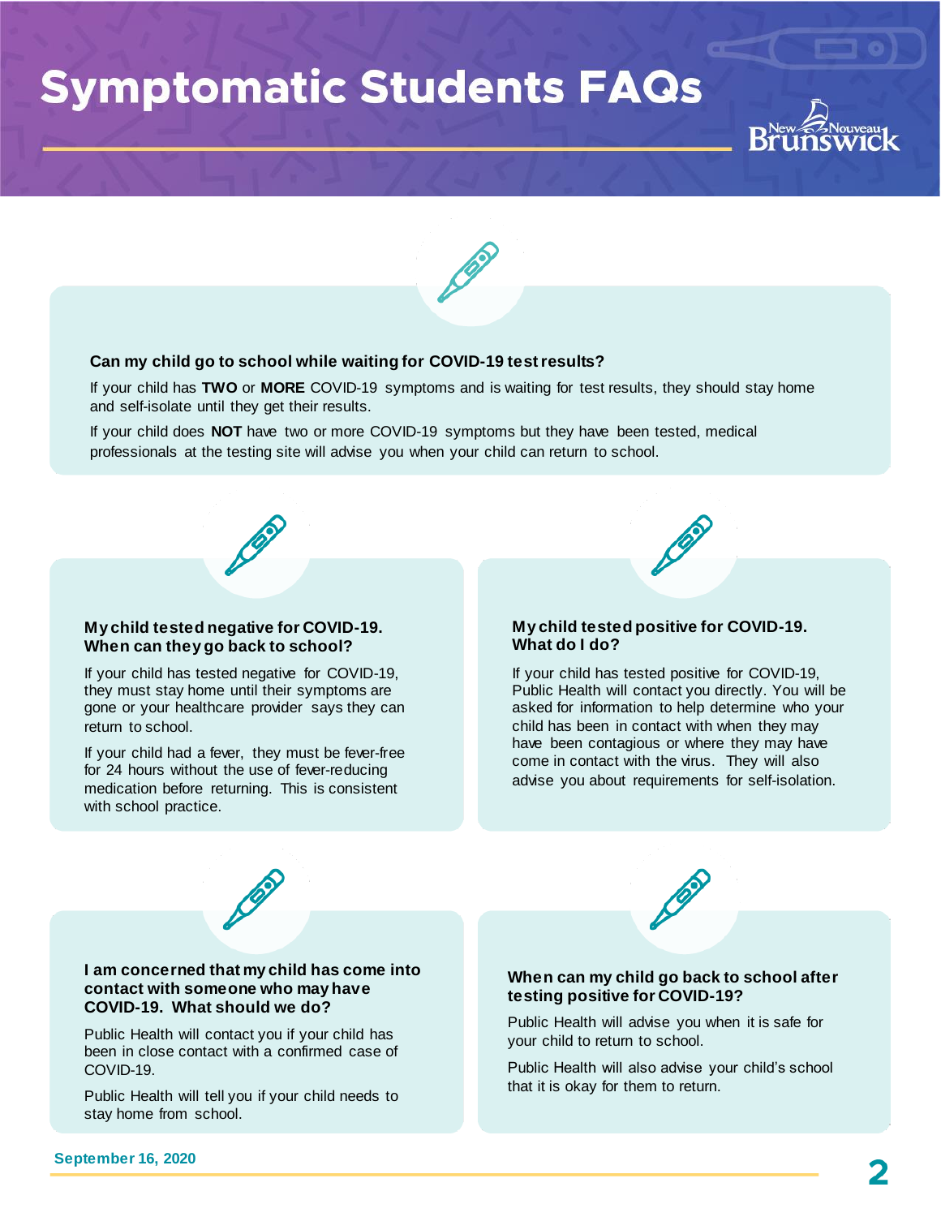# Symptomatic Students FAQs

### Can my child go to school while waiting for COVID-19 test results?

If your child has **TWO** or **MORE** COVID-19 symptoms and is waiting for test results, they should stay home and self-isolate until they get their results.

If your child does **NOT** have two or more COVID-19 symptoms but they have been tested, medical professionals at the testing site will advise you when your child can return to school.

### My child tested negative for COVID-19. When can they go back to school?

If your child has tested negative for COVID-19, they must stay home until their symptoms are gone or your healthcare provider says they can return to school.

If your child had a fever, they must be fever-free for 24 hours without the use of fever-reducing medication before returning. This is consistent with school practice.

### My child tested positive for COVID-19. What do I do?

If your child has tested positive for COVID-19, Public Health will contact you directly. You will be asked for information to help determine who your child has been in contact with when they may have been contagious or where they may have come in contact with the virus. They will also advise you about requirements for self-isolation.

### I am concerned that my child has come into contact with someone who may have COVID-19. What should we do?

Public Health will contact you if your child has been in close contact with a confirmed case of COVID-19.

Public Health will tell you if your child needs to stay home from school.

### When can my child go back to school after testing positive for COVID-19?

Public Health will advise you when it is safe for your child to return to school.

Public Health will also advise your child's school that it is okay for them to return.

September 16, 2020